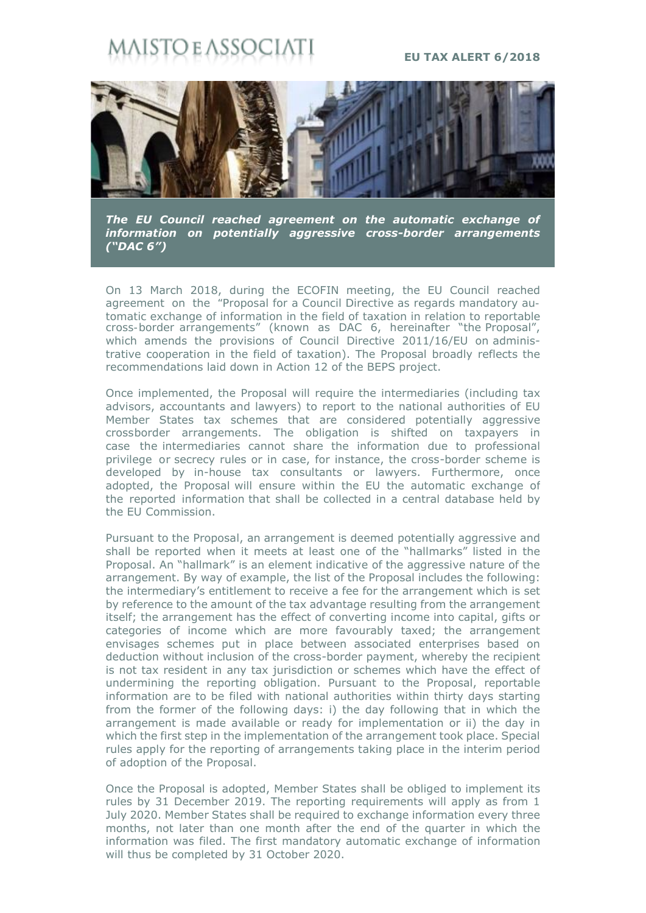MAISTO E ASSOCIATI

**EU TAX ALERT 6/2018**

***The EU Council reached agreement on the automatic exchange of information on potentially aggressive cross-border arrangements ("DAC 6")***

On 13 March 2018, during the ECOFIN meeting, the EU Council reached agreement on the "Proposal for a Council Directive as regards mandatory automatic exchange of information in the field of taxation in relation to reportable cross-border arrangements" (known as DAC 6, hereinafter "the Proposal", which amends the provisions of Council Directive 2011/16/EU on administrative cooperation in the field of taxation). The Proposal broadly reflects the recommendations laid down in Action 12 of the BEPS project.

Once implemented, the Proposal will require the intermediaries (including tax advisors, accountants and lawyers) to report to the national authorities of EU Member States tax schemes that are considered potentially aggressive crossborder arrangements. The obligation is shifted on taxpayers in case the intermediaries cannot share the information due to professional privilege or secrecy rules or in case, for instance, the cross-border scheme is developed by in-house tax consultants or lawyers. Furthermore, once adopted, the Proposal will ensure within the EU the automatic exchange of the reported information that shall be collected in a central database held by the EU Commission.

Pursuant to the Proposal, an arrangement is deemed potentially aggressive and shall be reported when it meets at least one of the "hallmarks" listed in the Proposal. An "hallmark" is an element indicative of the aggressive nature of the arrangement. By way of example, the list of the Proposal includes the following: the intermediary's entitlement to receive a fee for the arrangement which is set by reference to the amount of the tax advantage resulting from the arrangement itself; the arrangement has the effect of converting income into capital, gifts or categories of income which are more favourably taxed; the arrangement envisages schemes put in place between associated enterprises based on deduction without inclusion of the cross-border payment, whereby the recipient is not tax resident in any tax jurisdiction or schemes which have the effect of undermining the reporting obligation. Pursuant to the Proposal, reportable information are to be filed with national authorities within thirty days starting from the former of the following days: i) the day following that in which the arrangement is made available or ready for implementation or ii) the day in which the first step in the implementation of the arrangement took place. Special rules apply for the reporting of arrangements taking place in the interim period of adoption of the Proposal.

Once the Proposal is adopted, Member States shall be obliged to implement its rules by 31 December 2019. The reporting requirements will apply as from 1 July 2020. Member States shall be required to exchange information every three months, not later than one month after the end of the quarter in which the information was filed. The first mandatory automatic exchange of information will thus be completed by 31 October 2020.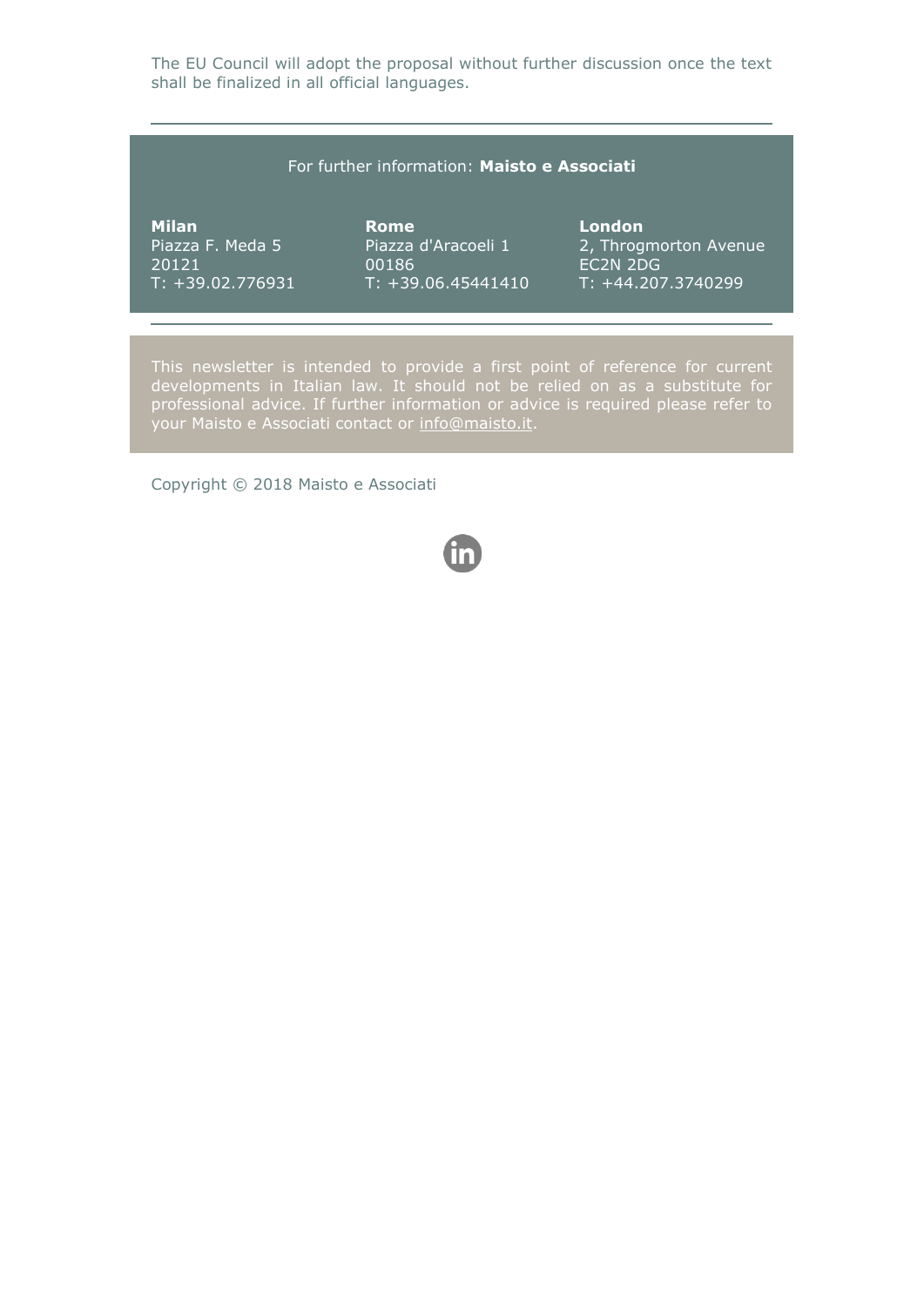The EU Council will adopt the proposal without further discussion once the text shall be finalized in all official languages.

---

For further information: **Maisto e Associati**

**Milan**
Piazza F. Meda 5
20121
T: +39.02.776931

**Rome**
Piazza d'Aracoeli 1
00186
T: +39.06.45441410

**London**
2, Throgmorton Avenue
EC2N 2DG
T: +44.207.3740299

---

This newsletter is intended to provide a first point of reference for current developments in Italian law. It should not be relied on as a substitute for professional advice. If further information or advice is required please refer to your Maisto e Associati contact or info@maisto.it.

Copyright © 2018 Maisto e Associati